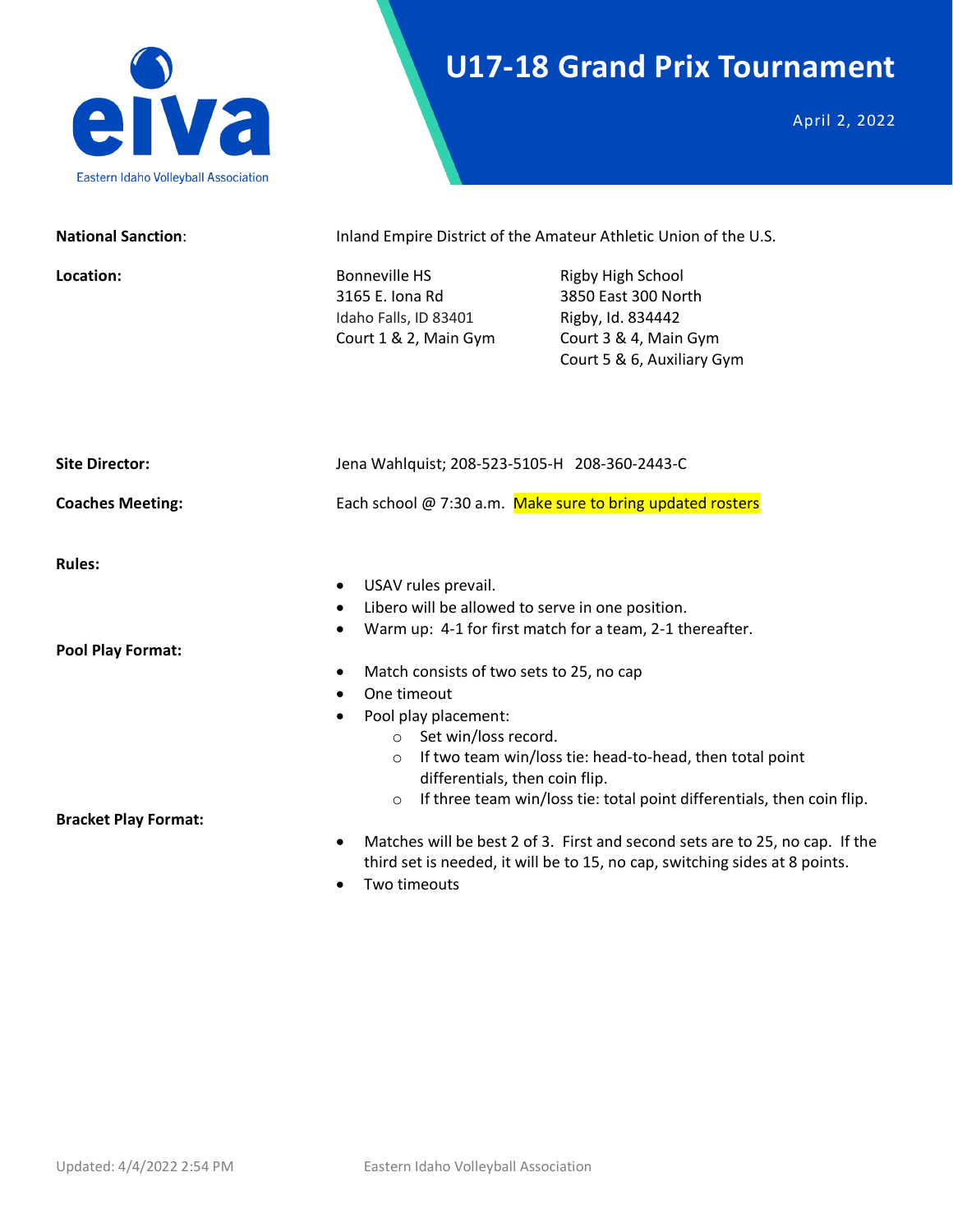eiva

Eastern Idaho Volleyball Association

# U17-18 Grand Prix Tournament

April 2, 2022

**National Sanction**: Inland Empire District of the Amateur Athletic Union of the U.S.

**Location:**

Bonneville HS
3165 E. Iona Rd
Idaho Falls, ID 83401
Court 1 & 2, Main Gym

Rigby High School
3850 East 300 North
Rigby, Id. 834442
Court 3 & 4, Main Gym
Court 5 & 6, Auxiliary Gym

**Site Director:** Jena Wahlquist; 208-523-5105-H 208-360-2443-C

**Coaches Meeting:** Each school @ 7:30 a.m. Make sure to bring updated rosters

**Rules:**

- USAV rules prevail.
- Libero will be allowed to serve in one position.
- Warm up: 4-1 for first match for a team, 2-1 thereafter.

**Pool Play Format:**

- Match consists of two sets to 25, no cap
- One timeout
- Pool play placement:
  - Set win/loss record.
  - If two team win/loss tie: head-to-head, then total point differentials, then coin flip.
  - If three team win/loss tie: total point differentials, then coin flip.

**Bracket Play Format:**

- Matches will be best 2 of 3. First and second sets are to 25, no cap. If the third set is needed, it will be to 15, no cap, switching sides at 8 points.
- Two timeouts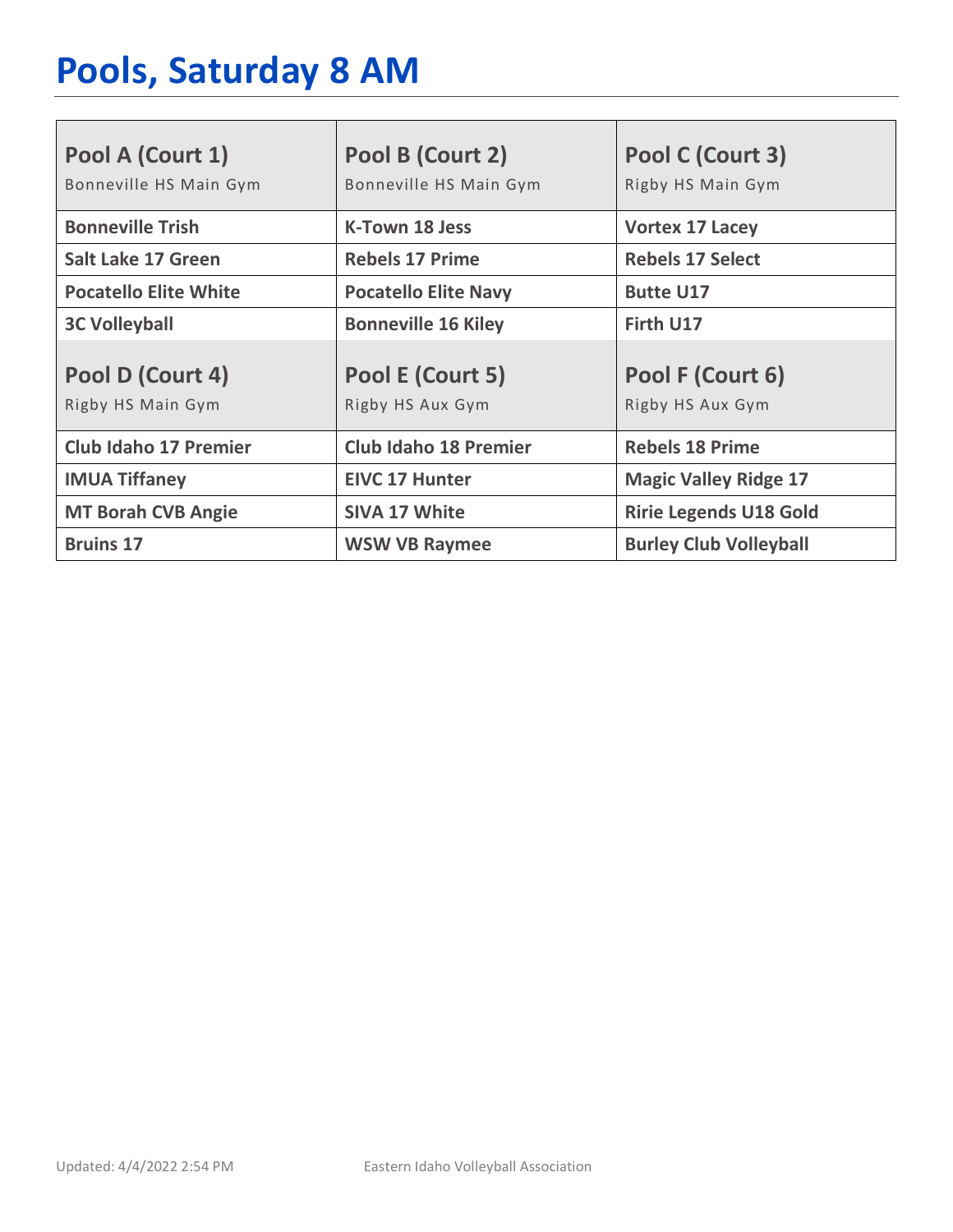# Pools, Saturday 8 AM

| Pool A (Court 1) Bonneville HS Main Gym | Pool B (Court 2) Bonneville HS Main Gym | Pool C (Court 3) Rigby HS Main Gym |
|---|---|---|
| **Bonneville Trish** | **K-Town 18 Jess** | **Vortex 17 Lacey** |
| **Salt Lake 17 Green** | **Rebels 17 Prime** | **Rebels 17 Select** |
| **Pocatello Elite White** | **Pocatello Elite Navy** | **Butte U17** |
| **3C Volleyball** | **Bonneville 16 Kiley** | **Firth U17** |
| **Pool D (Court 4)** Rigby HS Main Gym | **Pool E (Court 5)** Rigby HS Aux Gym | **Pool F (Court 6)** Rigby HS Aux Gym |
| **Club Idaho 17 Premier** | **Club Idaho 18 Premier** | **Rebels 18 Prime** |
| **IMUA Tiffaney** | **EIVC 17 Hunter** | **Magic Valley Ridge 17** |
| **MT Borah CVB Angie** | **SIVA 17 White** | **Ririe Legends U18 Gold** |
| **Bruins 17** | **WSW VB Raymee** | **Burley Club Volleyball** |

Updated: 4/4/2022 2:54 PM Eastern Idaho Volleyball Association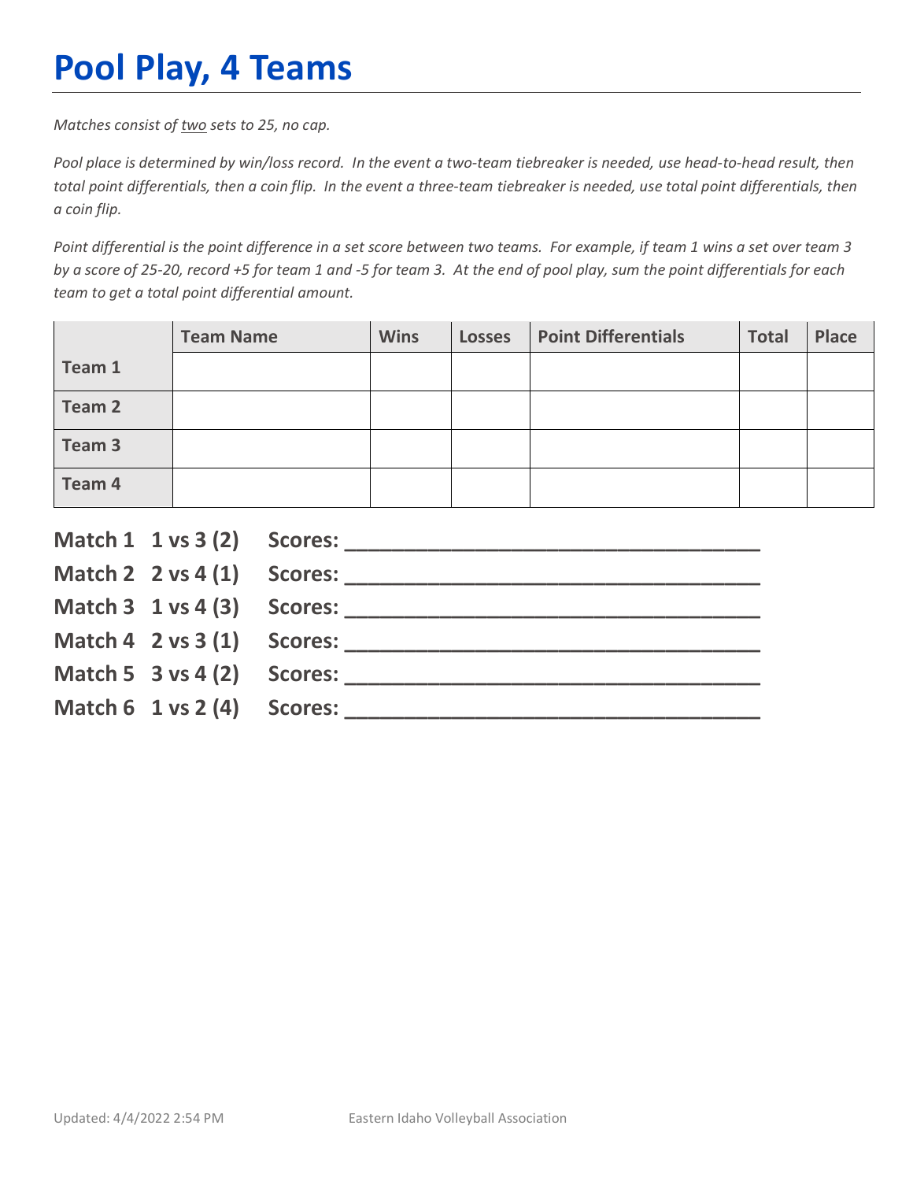# Pool Play, 4 Teams

*Matches consist of <u>two</u> sets to 25, no cap.*

*Pool place is determined by win/loss record. In the event a two-team tiebreaker is needed, use head-to-head result, then total point differentials, then a coin flip. In the event a three-team tiebreaker is needed, use total point differentials, then a coin flip.*

*Point differential is the point difference in a set score between two teams. For example, if team 1 wins a set over team 3 by a score of 25-20, record +5 for team 1 and -5 for team 3. At the end of pool play, sum the point differentials for each team to get a total point differential amount.*

| | Team Name | Wins | Losses | Point Differentials | Total | Place |
|---|---|---|---|---|---|---|
| Team 1 | | | | | | |
| Team 2 | | | | | | |
| Team 3 | | | | | | |
| Team 4 | | | | | | |

**Match 1 1 vs 3 (2) Scores: ___________________________________**

**Match 2 2 vs 4 (1) Scores: ___________________________________**

**Match 3 1 vs 4 (3) Scores: ___________________________________**

**Match 4 2 vs 3 (1) Scores: ___________________________________**

**Match 5 3 vs 4 (2) Scores: ___________________________________**

**Match 6 1 vs 2 (4) Scores: ___________________________________**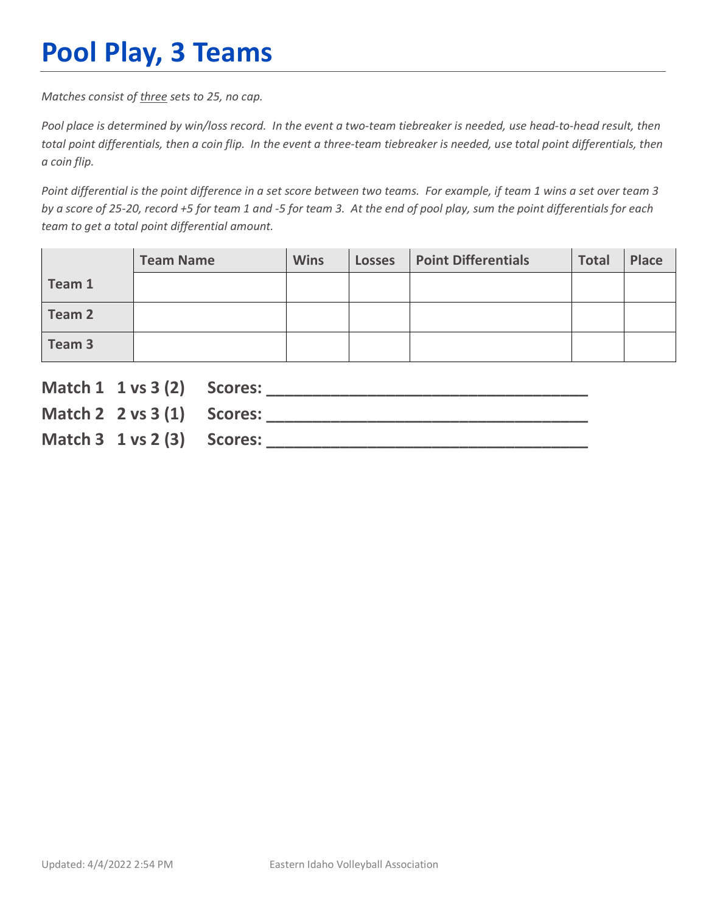# Pool Play, 3 Teams

*Matches consist of* *<u>three</u>* *sets to 25, no cap.*

*Pool place is determined by win/loss record. In the event a two-team tiebreaker is needed, use head-to-head result, then total point differentials, then a coin flip. In the event a three-team tiebreaker is needed, use total point differentials, then a coin flip.*

*Point differential is the point difference in a set score between two teams. For example, if team 1 wins a set over team 3 by a score of 25-20, record +5 for team 1 and -5 for team 3. At the end of pool play, sum the point differentials for each team to get a total point differential amount.*

| | Team Name | Wins | Losses | Point Differentials | Total | Place |
|---|---|---|---|---|---|---|
| **Team 1** | | | | | | |
| **Team 2** | | | | | | |
| **Team 3** | | | | | | |

**Match 1 1 vs 3 (2) Scores: ___________________________________**

**Match 2 2 vs 3 (1) Scores: ___________________________________**

**Match 3 1 vs 2 (3) Scores: ___________________________________**

Updated: 4/4/2022 2:54 PM Eastern Idaho Volleyball Association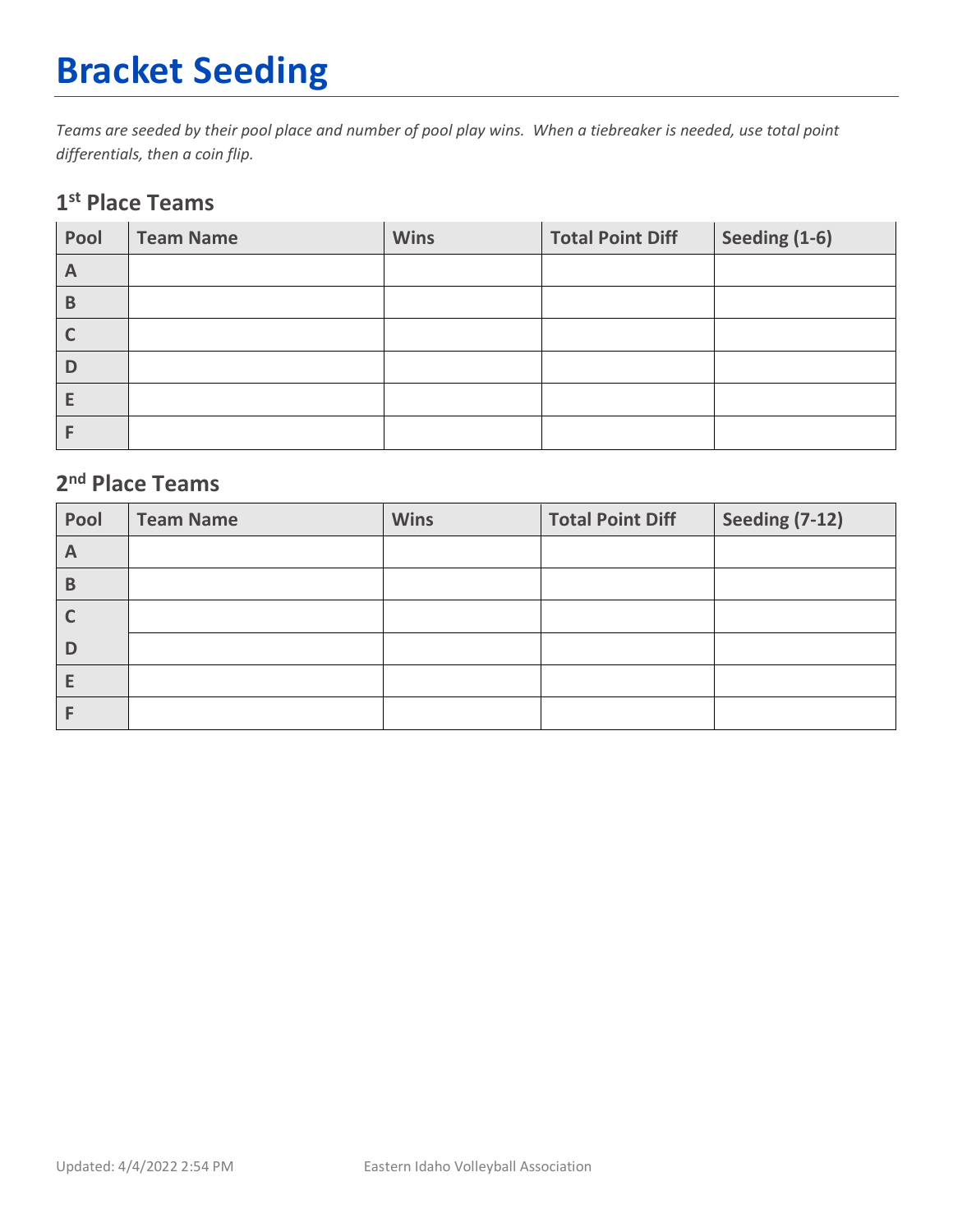# Bracket Seeding

*Teams are seeded by their pool place and number of pool play wins. When a tiebreaker is needed, use total point differentials, then a coin flip.*

## 1st Place Teams

| Pool | Team Name | Wins | Total Point Diff | Seeding (1-6) |
|---|---|---|---|---|
| A | | | | |
| B | | | | |
| C | | | | |
| D | | | | |
| E | | | | |
| F | | | | |

## 2nd Place Teams

| Pool | Team Name | Wins | Total Point Diff | Seeding (7-12) |
|---|---|---|---|---|
| A | | | | |
| B | | | | |
| C | | | | |
| D | | | | |
| E | | | | |
| F | | | | |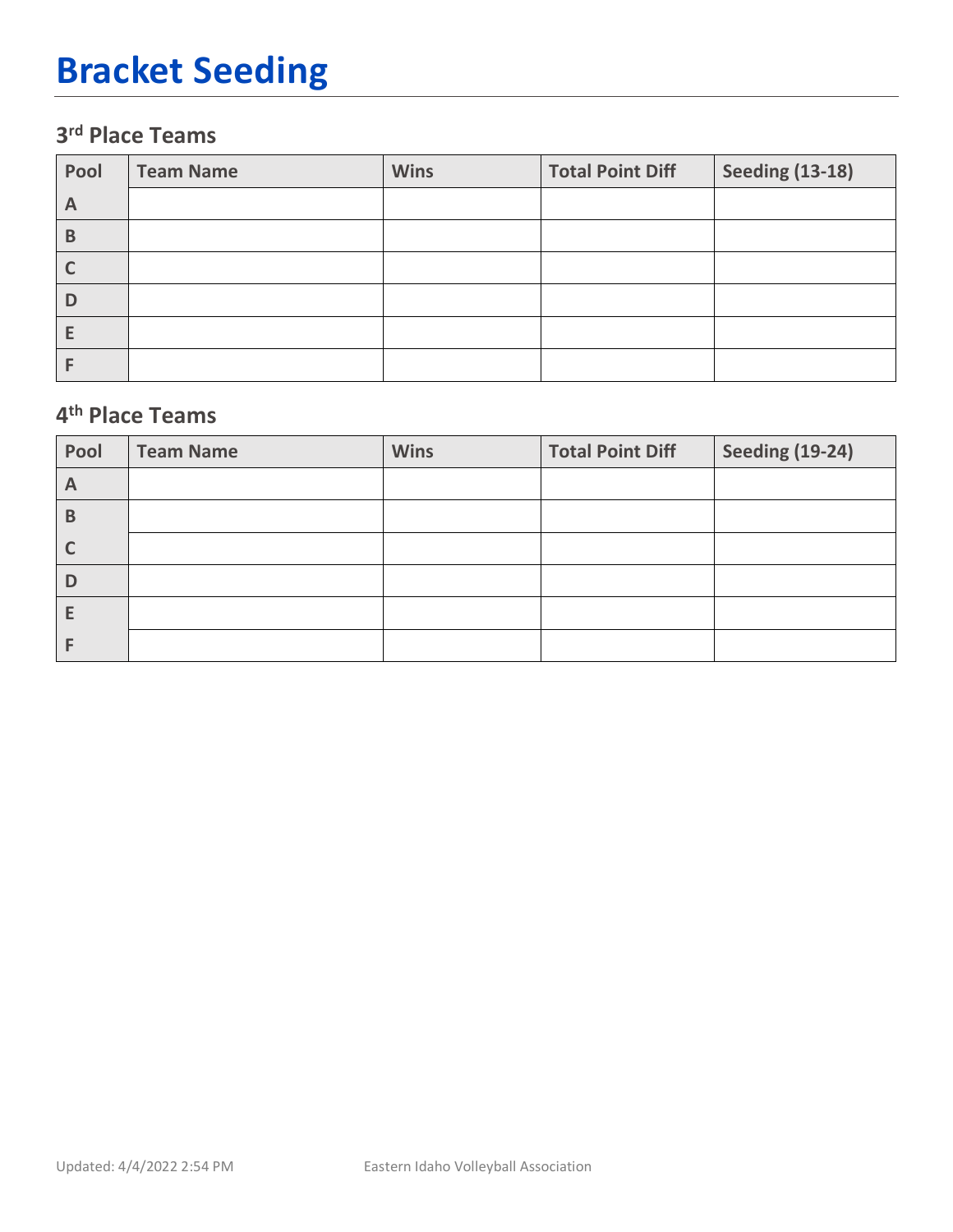# Bracket Seeding

### 3rd Place Teams

| Pool | Team Name | Wins | Total Point Diff | Seeding (13-18) |
|---|---|---|---|---|
| A | | | | |
| B | | | | |
| C | | | | |
| D | | | | |
| E | | | | |
| F | | | | |

### 4th Place Teams

| Pool | Team Name | Wins | Total Point Diff | Seeding (19-24) |
|---|---|---|---|---|
| A | | | | |
| B | | | | |
| C | | | | |
| D | | | | |
| E | | | | |
| F | | | | |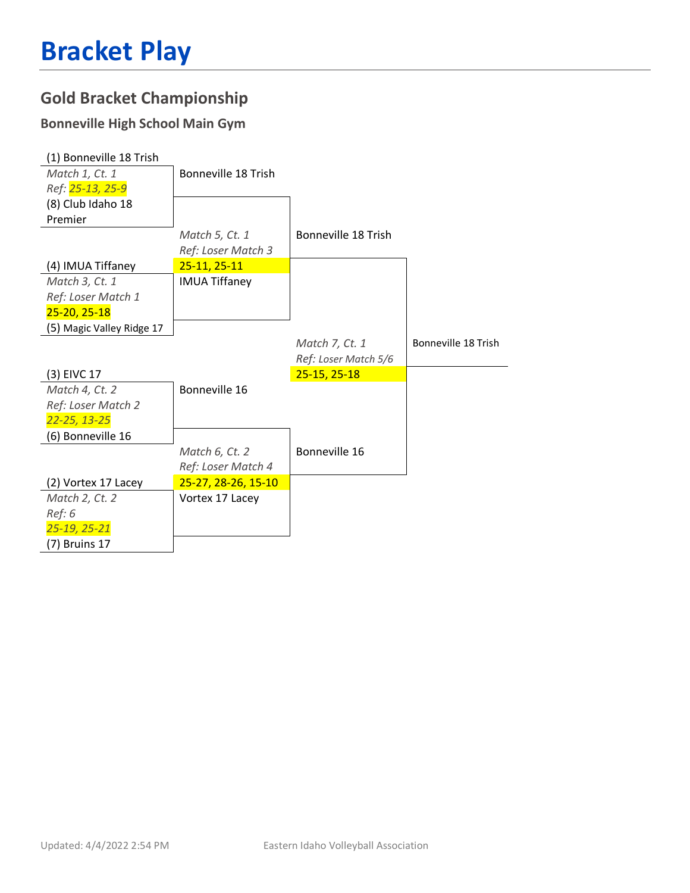# Bracket Play

## Gold Bracket Championship

### Bonneville High School Main Gym

**Round 1**

- (1) Bonneville 18 Trish vs (8) Club Idaho 18 Premier — *Match 1, Ct. 1* — *Ref:* 25-13, 25-9
- (4) IMUA Tiffaney vs (5) Magic Valley Ridge 17 — *Match 3, Ct. 1* — *Ref: Loser Match 1* — 25-20, 25-18
- (3) EIVC 17 vs (6) Bonneville 16 — *Match 4, Ct. 2* — *Ref: Loser Match 2* — 22-25, 13-25
- (2) Vortex 17 Lacey vs (7) Bruins 17 — *Match 2, Ct. 2* — *Ref: 6* — 25-19, 25-21

**Semifinals**

- Bonneville 18 Trish vs IMUA Tiffaney — *Match 5, Ct. 1* — *Ref: Loser Match 3* — 25-11, 25-11
- Bonneville 16 vs Vortex 17 Lacey — *Match 6, Ct. 2* — *Ref: Loser Match 4* — 25-27, 28-26, 15-10

**Final**

- Bonneville 18 Trish vs Bonneville 16 — *Match 7, Ct. 1* — *Ref: Loser Match 5/6* — 25-15, 25-18

**Champion:** Bonneville 18 Trish

Updated: 4/4/2022 2:54 PM

Eastern Idaho Volleyball Association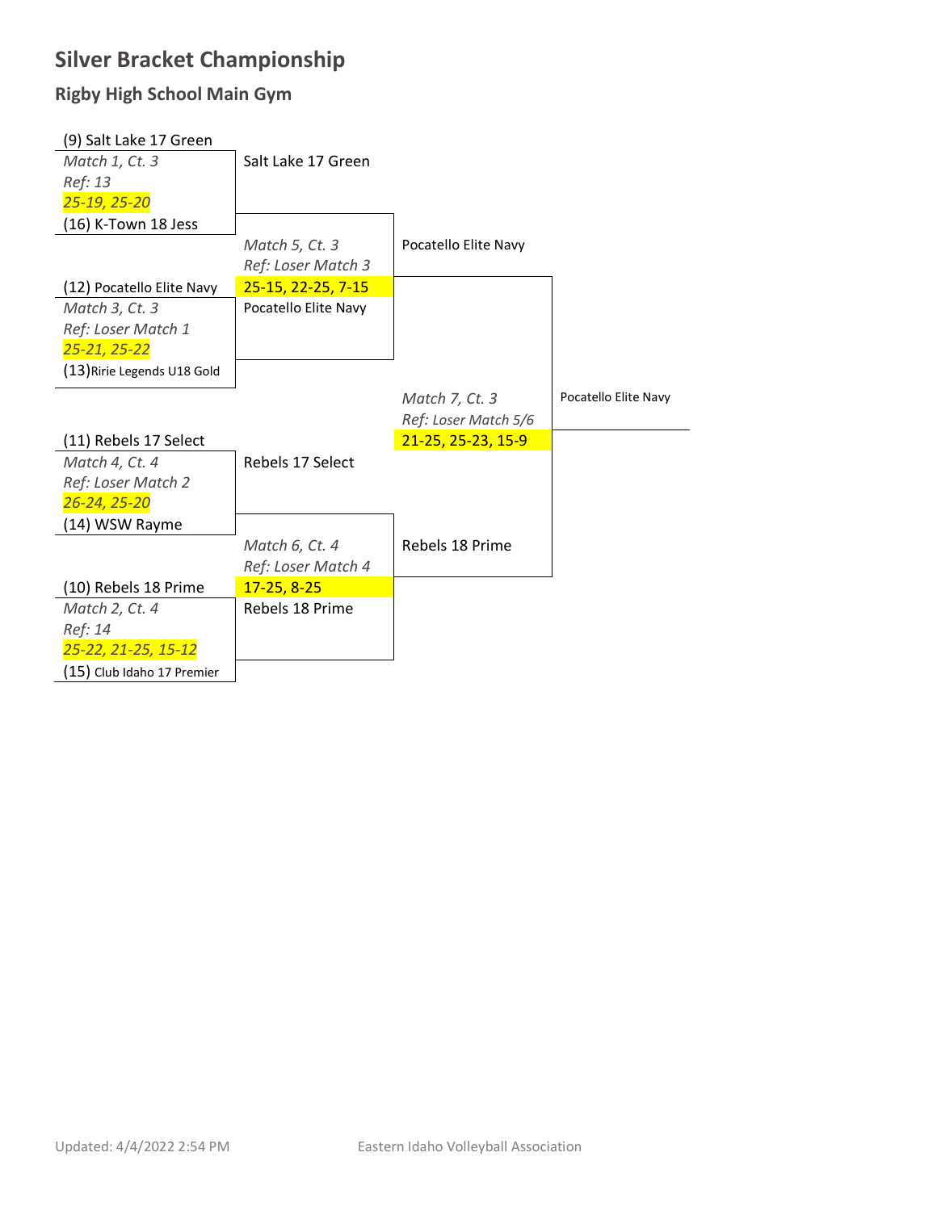# Silver Bracket Championship

## Rigby High School Main Gym

### Round 1

| Match | Court | Ref | Teams | Score | Winner |
|---|---|---|---|---|---|
| *Match 1* | *Ct. 3* | *Ref: 13* | (9) Salt Lake 17 Green vs. (16) K-Town 18 Jess | *25-19, 25-20* | Salt Lake 17 Green |
| *Match 3* | *Ct. 3* | *Ref: Loser Match 1* | (12) Pocatello Elite Navy vs. (13) Ririe Legends U18 Gold | *25-21, 25-22* | Pocatello Elite Navy |
| *Match 4* | *Ct. 4* | *Ref: Loser Match 2* | (11) Rebels 17 Select vs. (14) WSW Rayme | *26-24, 25-20* | Rebels 17 Select |
| *Match 2* | *Ct. 4* | *Ref: 14* | (10) Rebels 18 Prime vs. (15) Club Idaho 17 Premier | *25-22, 21-25, 15-12* | Rebels 18 Prime |

### Round 2

| Match | Court | Ref | Teams | Score | Winner |
|---|---|---|---|---|---|
| *Match 5* | *Ct. 3* | *Ref: Loser Match 3* | Salt Lake 17 Green vs. Pocatello Elite Navy | 25-15, 22-25, 7-15 | Pocatello Elite Navy |
| *Match 6* | *Ct. 4* | *Ref: Loser Match 4* | Rebels 17 Select vs. Rebels 18 Prime | 17-25, 8-25 | Rebels 18 Prime |

### Final

| Match | Court | Ref | Teams | Score | Winner |
|---|---|---|---|---|---|
| *Match 7* | *Ct. 3* | *Ref: Loser Match 5/6* | Pocatello Elite Navy vs. Rebels 18 Prime | 21-25, 25-23, 15-9 | Pocatello Elite Navy |

Updated: 4/4/2022 2:54 PM

Eastern Idaho Volleyball Association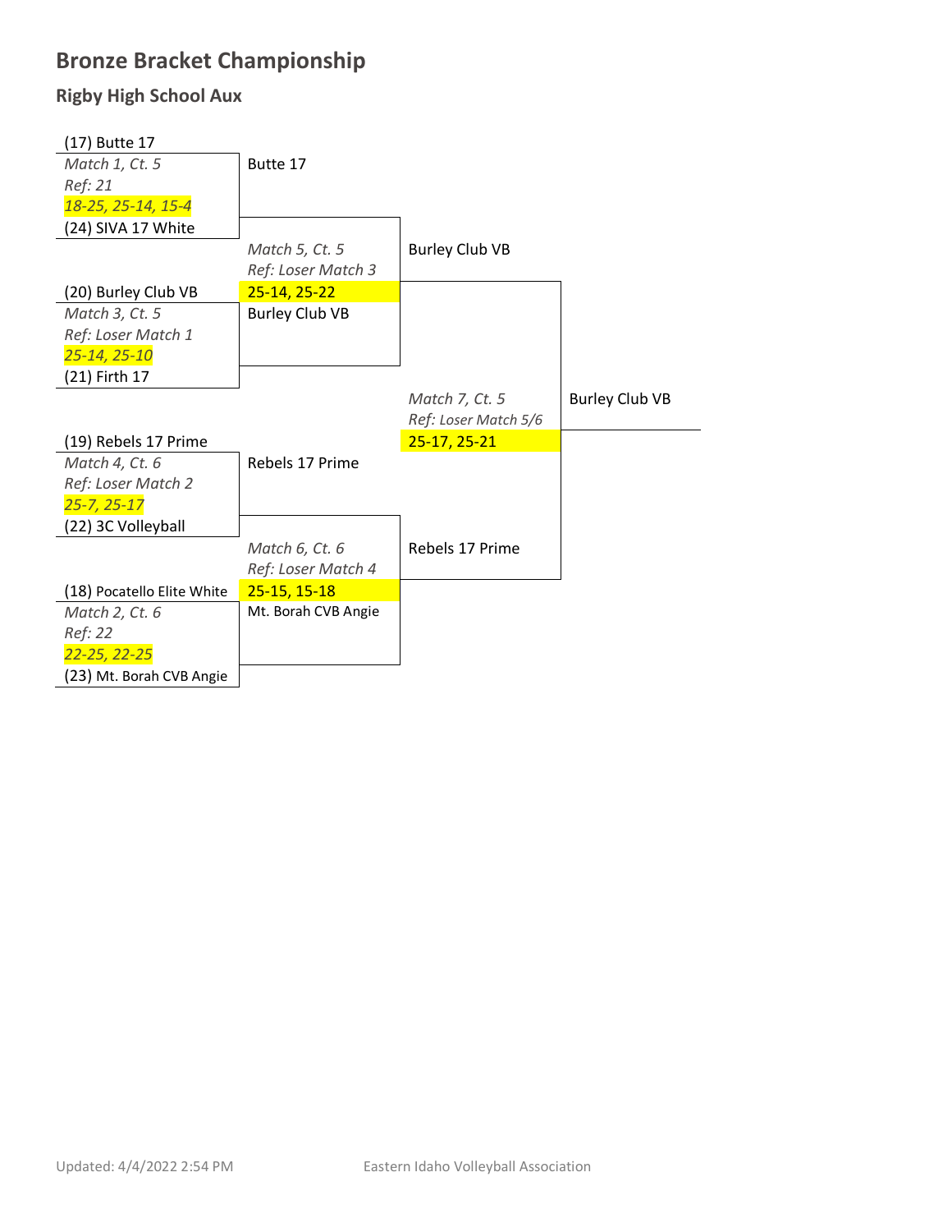# Bronze Bracket Championship

## Rigby High School Aux

(17) Butte 17
*Match 1, Ct. 5*
*Ref: 21*
*18-25, 25-14, 15-4*
(24) SIVA 17 White

Butte 17

*Match 5, Ct. 5*
*Ref: Loser Match 3*
25-14, 25-22

Burley Club VB

(20) Burley Club VB
*Match 3, Ct. 5*
*Ref: Loser Match 1*
*25-14, 25-10*
(21) Firth 17

Burley Club VB

*Match 7, Ct. 5*
*Ref: Loser Match 5/6*
25-17, 25-21

Burley Club VB

(19) Rebels 17 Prime
*Match 4, Ct. 6*
*Ref: Loser Match 2*
*25-7, 25-17*
(22) 3C Volleyball

Rebels 17 Prime

*Match 6, Ct. 6*
*Ref: Loser Match 4*
25-15, 15-18

Rebels 17 Prime

(18) Pocatello Elite White
*Match 2, Ct. 6*
*Ref: 22*
*22-25, 22-25*
(23) Mt. Borah CVB Angie

Mt. Borah CVB Angie

Updated: 4/4/2022 2:54 PM

Eastern Idaho Volleyball Association